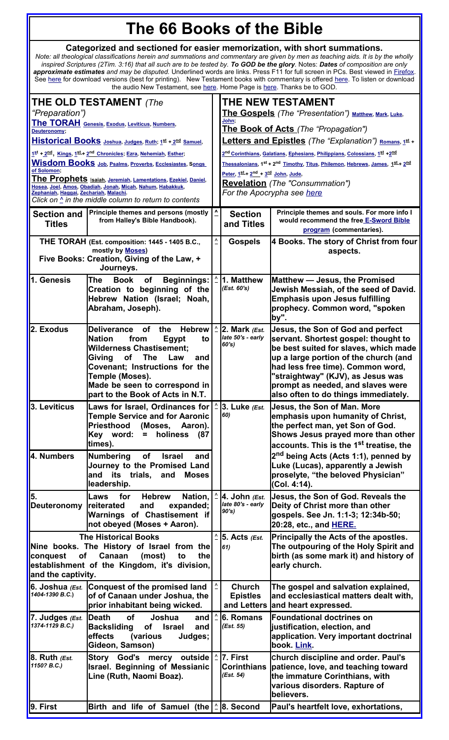# The 66 Books of the Bible

**Categorized and sectioned for easier memorization, with short summations.**

*Note: all theological classifications herein and summations and commentary are given by men as teaching aids. It is by the wholly inspired Scriptures (2Tim. 3:16) that all such are to be tested by.* ***To GOD be the glory***. Notes: ***Dates*** *of composition are only* ***approximate estimates*** *and may be disputed.* Underlined words are links. Press F11 for full screen in PCs. Best viewed in Firefox. See here for download versions (best for printing). New Testament books with commentary is offered here. To listen or download the audio New Testament, see here. Home Page is here. Thanks be to GOD.

## THE OLD TESTAMENT *(The "Preparation")*

**The TORAH** Genesis, Exodus, Leviticus, Numbers, Deuteronomy;

**Historical Books** Joshua, Judges, Ruth; 1st + 2nd Samuel, 1st + 2nd, Kings, 1st + 2nd Chronicles; Ezra, Nehemiah, Esther;

**Wisdom Books** Job, Psalms, Proverbs, Ecclesiastes, Songs of Solomon;

**The Prophets** Isaiah, Jeremiah, Lamentations, Ezekiel, Daniel, Hosea, Joel, Amos, Obadiah, Jonah, Micah, Nahum, Habakkuk, Zephaniah, Haggai, Zechariah, Malachi.

*Click on ^ in the middle column to return to contents*

## THE NEW TESTAMENT

**The Gospels** *(The "Presentation")* Matthew, Mark, Luke, John;

**The Book of Acts** *(The "Propagation")*

**Letters and Epistles** *(The "Explanation")* Romans, 1st + 2nd Corinthians, Galatians, Ephesians, Philippians, Colossians, 1st + 2nd Thessalonians, 1st + 2nd Timothy, Titus, Philemon, Hebrews, James, 1st + 2nd Peter, 1st + 2nd + 3rd John, Jude,

**Revelation** *(The "Consummation")*

*For the Apocrypha see here*

| Section and Titles | Principle themes and persons (mostly from Halley's Bible Handbook). | ^ | Section and Titles | Principle themes and souls. For more info I would recommend the free E-Sword Bible program (commentaries). |
|---|---|---|---|---|
| **THE TORAH (Est. composition: 1445 - 1405 B.C., mostly by Moses) Five Books: Creation, Giving of the Law, + Journeys.** | | ^ | **Gospels** | **4 Books. The story of Christ from four aspects.** |
| **1. Genesis** | **The Book of Beginnings: Creation to beginning of the Hebrew Nation (Israel; Noah, Abraham, Joseph).** | ^ | **1. Matthew** *(Est. 60's)* | **Matthew — Jesus, the Promised Jewish Messiah, of the seed of David. Emphasis upon Jesus fulfilling prophecy. Common word, "spoken by".** |
| **2. Exodus** | **Deliverance of the Hebrew Nation from Egypt to Wilderness Chastisement; Giving of The Law and Covenant; Instructions for the Temple (Moses). Made be seen to correspond in part to the Book of Acts in N.T.** | ^ | **2. Mark** *(Est. late 50's - early 60's)* | **Jesus, the Son of God and perfect servant. Shortest gospel: thought to be best suited for slaves, which made up a large portion of the church (and had less free time). Common word, "straightway" (KJV), as Jesus was prompt as needed, and slaves were also often to do things immediately.** |
| **3. Leviticus** | **Laws for Israel, Ordinances for Temple Service and for Aaronic Priesthood (Moses, Aaron). Key word: = holiness (87 times).** | ^ | **3. Luke** *(Est. 60)* | **Jesus, the Son of Man. More emphasis upon humanity of Christ, the perfect man, yet Son of God. Shows Jesus prayed more than other accounts. This is the 1st treatise, the 2nd being Acts (Acts 1:1), penned by Luke (Lucas), apparently a Jewish proselyte, "the beloved Physician" (Col. 4:14).** |
| **4. Numbers** | **Numbering of Israel and Journey to the Promised Land and its trials, and Moses leadership.** | | | |
| **5. Deuteronomy** | **Laws for Hebrew Nation, reiterated and expanded; Warnings of Chastisement if not obeyed (Moses + Aaron).** | ^ | **4. John** *(Est. late 80's - early 90's)* | **Jesus, the Son of God. Reveals the Deity of Christ more than other gospels. See Jn. 1:1-3; 12:34b-50; 20:28, etc., and HERE.** |
| **The Historical Books Nine books. The History of Israel from the conquest of Canaan (most) to the establishment of the Kingdom, it's division, and the captivity.** | | ^ | **5. Acts** *(Est. 61)* | **Principally the Acts of the apostles. The outpouring of the Holy Spirit and birth (as some mark it) and history of early church.** |
| **6. Joshua** *(Est. 1404-1390 B.C.)* | **Conquest of the promised land of Canaan under Joshua, the prior inhabitant being wicked.** | ^ | **Church Epistles and Letters** | **The gospel and salvation explained, and ecclesiastical matters dealt with, and heart expressed.** |
| **7. Judges** *(Est. 1374-1129 B.C.)* | **Death of Joshua and Backsliding of Israel and effects (various Judges; Gideon, Samson)** | ^ | **6. Romans** *(Est. 55)* | **Foundational doctrines on justification, election, and application. Very important doctrinal book. Link.** |
| **8. Ruth** *(Est. 1150? B.C.)* | **Story God's mercy outside Israel. Beginning of Messianic Line (Ruth, Naomi Boaz).** | ^ | **7. First Corinthians** *(Est. 54)* | **church discipline and order. Paul's patience, love, and teaching toward the immature Corinthians, with various disorders. Rapture of believers.** |
| **9. First** | **Birth and life of Samuel (the** | ^ | **8. Second** | **Paul's heartfelt love, exhortations,** |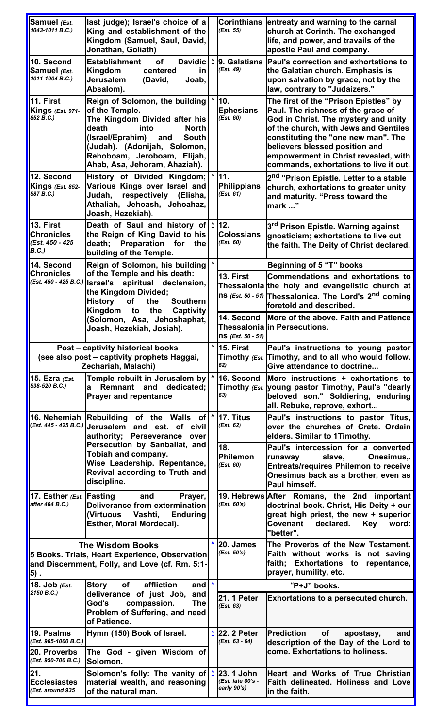| | | | | |
|---|---|---|---|---|
| **Samuel** *(Est. 1043-1011 B.C.)* | **last judge); Israel's choice of a King and establishment of the Kingdom (Samuel, Saul, David, Jonathan, Goliath)** | | **Corinthians** *(Est. 55)* | **entreaty and warning to the carnal church at Corinth. The exchanged life, and power, and travails of the apostle Paul and company.** |
| **10. Second Samuel** *(Est. 1011-1004 B.C.)* | **Establishment of Davidic Kingdom centered in Jerusalem (David, Joab, Absalom).** | ^ | **9. Galatians** *(Est. 49)* | **Paul's correction and exhortations to the Galatian church. Emphasis is upon salvation by grace, not by the law, contrary to "Judaizers."** |
| **11. First Kings** *(Est. 971-852 B.C.)* | **Reign of Solomon, the building of the Temple. The Kingdom Divided after his death into North (Israel/Eprahim) and South (Judah). (Adonijah, Solomon, Rehoboam, Jeroboam, Elijah, Ahab, Asa, Jehoram, Ahaziah).** | ^ | **10. Ephesians** *(Est. 60)* | **The first of the "Prison Epistles" by Paul. The richness of the grace of God in Christ. The mystery and unity of the church, with Jews and Gentiles constituting the "one new man". The believers blessed position and empowerment in Christ revealed, with commands, exhortations to live it out.** |
| **12. Second Kings** *(Est. 852-587 B.C.)* | **History of Divided Kingdom; Various Kings over Israel and Judah, respectively (Elisha, Athaliah, Jehoash, Jehoahaz, Joash, Hezekiah).** | ^ | **11. Philippians** *(Est. 61)* | **2nd "Prison Epistle. Letter to a stable church, exhortations to greater unity and maturity. "Press toward the mark ..."** |
| **13. First Chronicles** *(Est. 450 - 425 B.C.)* | **Death of Saul and history of the Reign of King David to his death; Preparation for the building of the Temple.** | ^ | **12. Colossians** *(Est. 60)* | **3rd Prison Epistle. Warning against gnosticism; exhortations to live out the faith. The Deity of Christ declared.** |
| **14. Second Chronicles** *(Est. 450 - 425 B.C.)* | **Reign of Solomon, his building of the Temple and his death: Israel's spiritual declension, the Kingdom Divided; History of the Southern Kingdom to the Captivity (Solomon, Asa, Jehoshaphat, Joash, Hezekiah, Josiah).** | ^ | | **Beginning of 5 "T" books** |
| | | | **13. First Thessalonians** *(Est. 50 - 51)* | **Commendations and exhortations to the holy and evangelistic church at Thessalonica. The Lord's 2nd coming foretold and described.** |
| | | | **14. Second Thessalonians** *(Est. 50 - 51)* | **More of the above. Faith and Patience in Persecutions.** |
| **Post – captivity historical books (see also post – captivity prophets Haggai, Zechariah, Malachi)** | | ^ | **15. First Timothy** *(Est. 62)* | **Paul's instructions to young pastor Timothy, and to all who would follow. Give attendance to doctrine...** |
| **15. Ezra** *(Est. 538-520 B.C.)* | **Temple rebuilt in Jerusalem by a Remnant and dedicated; Prayer and repentance** | ^ | **16. Second Timothy** *(Est. 63)* | **More instructions + exhortations to young pastor Timothy, Paul's "dearly beloved son." Soldiering, enduring all. Rebuke, reprove, exhort...** |
| **16. Nehemiah** *(Est. 445 - 425 B.C.)* | **Rebuilding of the Walls of Jerusalem and est. of civil authority; Perseverance over Persecution by Sanballat, and Tobiah and company. Wise Leadership. Repentance, Revival according to Truth and discipline.** | ^ | **17. Titus** *(Est. 62)* | **Paul's instructions to pastor Titus, over the churches of Crete. Ordain elders. Similar to 1Timothy.** |
| | | | **18. Philemon** *(Est. 60)* | **Paul's intercession for a converted runaway slave, Onesimus,. Entreats/requires Philemon to receive Onesimus back as a brother, even as Paul himself.** |
| **17. Esther** *(Est. after 464 B.C.)* | **Fasting and Prayer, Deliverance from extermination (Virtuous Vashti, Enduring Esther, Moral Mordecai).** | | **19. Hebrews** *(Est. 60's)* | **After Romans, the 2nd important doctrinal book. Christ, His Deity + our great high priest, the new + superior Covenant declared. Key word: "better".** |
| **The Wisdom Books 5 Books. Trials, Heart Experience, Observation and Discernment, Folly, and Love (cf. Rm. 5:1-5) .** | | ^ | **20. James** *(Est. 50's)* | **The Proverbs of the New Testament. Faith without works is not saving faith; Exhortations to repentance, prayer, humility, etc.** |
| **18. Job** *(Est. 2150 B.C.)* | **Story of affliction and deliverance of just Job, and God's compassion. The Problem of Suffering, and need of Patience.** | ^ | | **"P+J" books.** |
| | | | **21. 1 Peter** *(Est. 63)* | **Exhortations to a persecuted church.** |
| **19. Psalms** *(Est. 965-1000 B.C.)* | **Hymn (150) Book of Israel.** | ^ | **22. 2 Peter** *(Est. 63 - 64)* | **Prediction of apostasy, and description of the Day of the Lord to come. Exhortations to holiness.** |
| **20. Proverbs** *(Est. 950-700 B.C.)* | **The God - given Wisdom of Solomon.** | | | |
| **21. Ecclesiastes** *(Est. around 935* | **Solomon's folly: The vanity of material wealth, and reasoning of the natural man.** | ^ | **23. 1 John** *(Est. late 80's - early 90's)* | **Heart and Works of True Christian Faith delineated. Holiness and Love in the faith.** |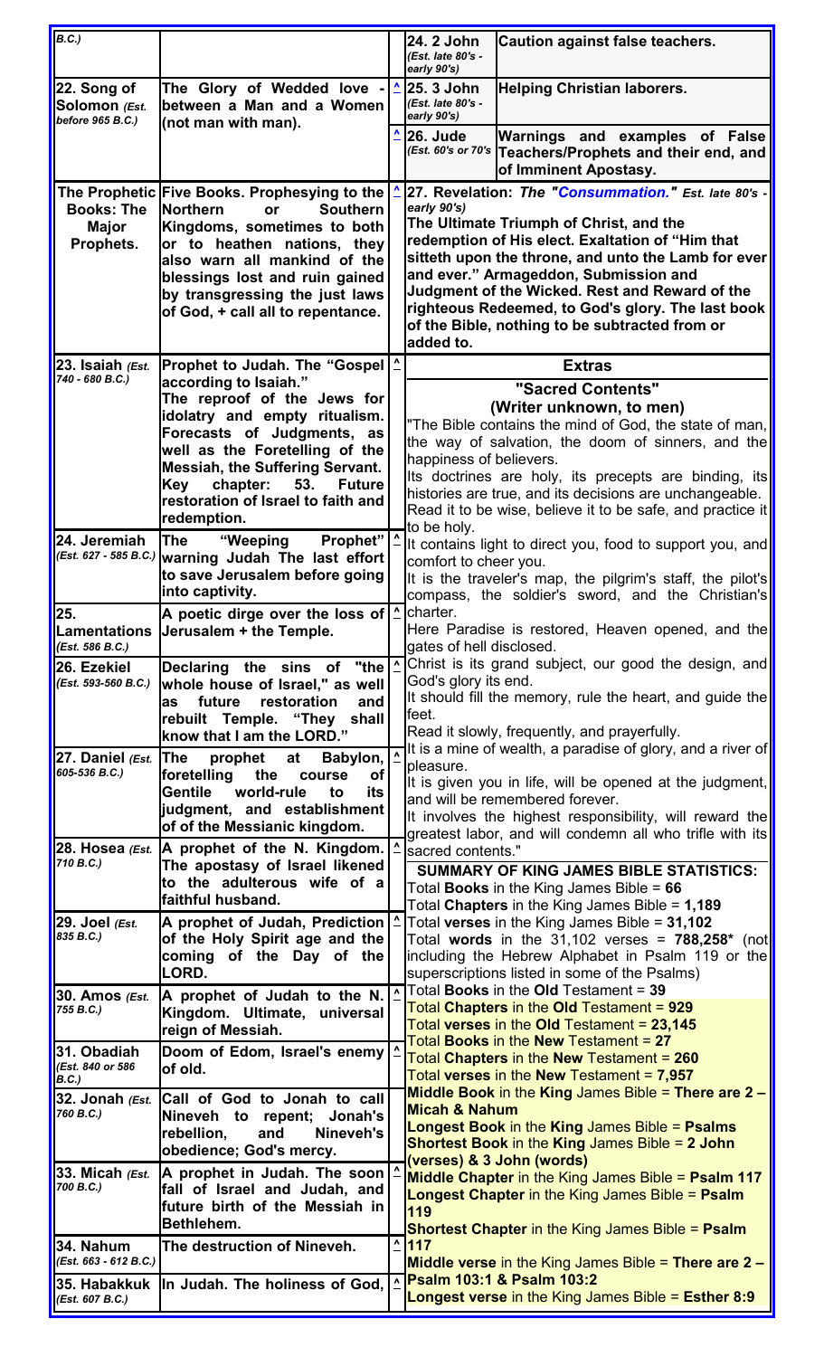| | | | |
|---|---|---|---|
| *B.C.)* | | | |
| **22. Song of Solomon** *(Est. before 965 B.C.)* | **The Glory of Wedded love - between a Man and a Women (not man with man).** | ^ | |
| **The Prophetic Books: The Major Prophets.** | **Five Books. Prophesying to the Northern or Southern Kingdoms, sometimes to both or to heathen nations, they also warn all mankind of the blessings lost and ruin gained by transgressing the just laws of God, + call all to repentance.** | ^ | |
| **23. Isaiah** *(Est. 740 - 680 B.C.)* | **Prophet to Judah. The "Gospel according to Isaiah." The reproof of the Jews for idolatry and empty ritualism. Forecasts of Judgments, as well as the Foretelling of the Messiah, the Suffering Servant. Key chapter: 53. Future restoration of Israel to faith and redemption.** | ^ | |
| **24. Jeremiah** *(Est. 627 - 585 B.C.)* | **The "Weeping Prophet" warning Judah The last effort to save Jerusalem before going into captivity.** | ^ | |
| **25. Lamentations** *(Est. 586 B.C.)* | **A poetic dirge over the loss of Jerusalem + the Temple.** | ^ | |
| **26. Ezekiel** *(Est. 593-560 B.C.)* | **Declaring the sins of "the whole house of Israel," as well as future restoration and rebuilt Temple. "They shall know that I am the LORD."** | ^ | |
| **27. Daniel** *(Est. 605-536 B.C.)* | **The prophet at Babylon, foretelling the course of Gentile world-rule to its judgment, and establishment of of the Messianic kingdom.** | ^ | |
| **28. Hosea** *(Est. 710 B.C.)* | **A prophet of the N. Kingdom. The apostasy of Israel likened to the adulterous wife of a faithful husband.** | ^ | |
| **29. Joel** *(Est. 835 B.C.)* | **A prophet of Judah, Prediction of the Holy Spirit age and the coming of the Day of the LORD.** | ^ | |
| **30. Amos** *(Est. 755 B.C.)* | **A prophet of Judah to the N. Kingdom. Ultimate, universal reign of Messiah.** | ^ | |
| **31. Obadiah** *(Est. 840 or 586 B.C.)* | **Doom of Edom, Israel's enemy of old.** | ^ | |
| **32. Jonah** *(Est. 760 B.C.)* | **Call of God to Jonah to call Nineveh to repent; Jonah's rebellion, and Nineveh's obedience; God's mercy.** | ^ | |
| **33. Micah** *(Est. 700 B.C.)* | **A prophet in Judah. The soon fall of Israel and Judah, and future birth of the Messiah in Bethlehem.** | ^ | |
| **34. Nahum** *(Est. 663 - 612 B.C.)* | **The destruction of Nineveh.** | ^ | |
| **35. Habakkuk** *(Est. 607 B.C.)* | **In Judah. The holiness of God,** | ^ | |

| | |
|---|---|
| **24. 2 John** *(Est. late 80's - early 90's)* | **Caution against false teachers.** |
| **25. 3 John** *(Est. late 80's - early 90's)* | **Helping Christian laborers.** |
| **26. Jude** *(Est. 60's or 70's)* | **Warnings and examples of False Teachers/Prophets and their end, and of Imminent Apostasy.** |

**27. Revelation:** ***The "Consummation."*** *Est. late 80's - early 90's)*
**The Ultimate Triumph of Christ, and the redemption of His elect. Exaltation of "Him that sitteth upon the throne, and unto the Lamb for ever and ever." Armageddon, Submission and Judgment of the Wicked. Rest and Reward of the righteous Redeemed, to God's glory. The last book of the Bible, nothing to be subtracted from or added to.**

## Extras

### "Sacred Contents"
### (Writer unknown, to men)

"The Bible contains the mind of God, the state of man, the way of salvation, the doom of sinners, and the happiness of believers.
Its doctrines are holy, its precepts are binding, its histories are true, and its decisions are unchangeable.
Read it to be wise, believe it to be safe, and practice it to be holy.
It contains light to direct you, food to support you, and comfort to cheer you.
It is the traveler's map, the pilgrim's staff, the pilot's compass, the soldier's sword, and the Christian's charter.
Here Paradise is restored, Heaven opened, and the gates of hell disclosed.
Christ is its grand subject, our good the design, and God's glory its end.
It should fill the memory, rule the heart, and guide the feet.
Read it slowly, frequently, and prayerfully.
It is a mine of wealth, a paradise of glory, and a river of pleasure.
It is given you in life, will be opened at the judgment, and will be remembered forever.
It involves the highest responsibility, will reward the greatest labor, and will condemn all who trifle with its sacred contents."

### SUMMARY OF KING JAMES BIBLE STATISTICS:

Total **Books** in the King James Bible = **66**
Total **Chapters** in the King James Bible = **1,189**
Total **verses** in the King James Bible = **31,102**
Total **words** in the 31,102 verses = **788,258*** (not including the Hebrew Alphabet in Psalm 119 or the superscriptions listed in some of the Psalms)
Total **Books** in the **Old** Testament = **39**
Total **Chapters** in the **Old** Testament = **929**
Total **verses** in the **Old** Testament = **23,145**
Total **Books** in the **New** Testament = **27**
Total **Chapters** in the **New** Testament = **260**
Total **verses** in the **New** Testament = **7,957**
**Middle Book** in the **King** James Bible = **There are 2 – Micah & Nahum**
**Longest Book** in the **King** James Bible = **Psalms**
**Shortest Book** in the **King** James Bible = **2 John (verses) & 3 John (words)**
**Middle Chapter** in the King James Bible = **Psalm 117**
**Longest Chapter** in the King James Bible = **Psalm 119**
**Shortest Chapter** in the King James Bible = **Psalm 117**
**Middle verse** in the King James Bible = **There are 2 – Psalm 103:1 & Psalm 103:2**
**Longest verse** in the King James Bible = **Esther 8:9**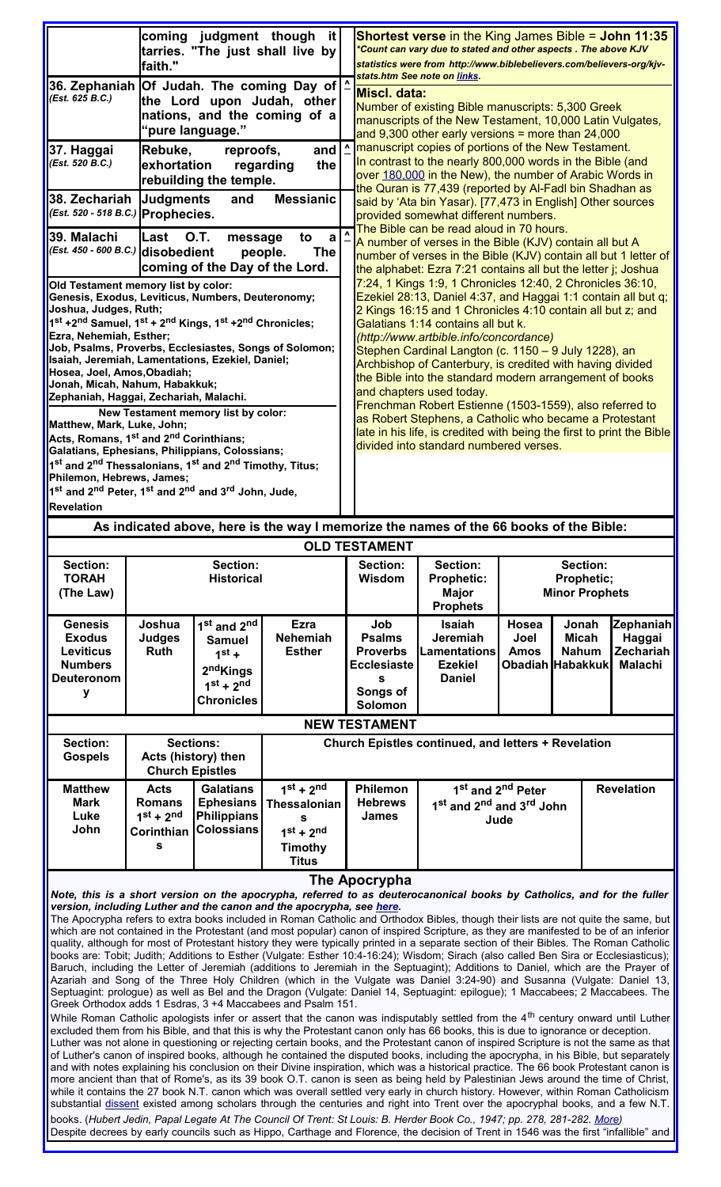| | coming judgment though it tarries. "The just shall live by faith." |
|---|---|
| **36. Zephaniah** *(Est. 625 B.C.)* | **Of Judah. The coming Day of the Lord upon Judah, other nations, and the coming of a "pure language."** |
| **37. Haggai** *(Est. 520 B.C.)* | **Rebuke, reproofs, and exhortation regarding the rebuilding the temple.** |
| **38. Zechariah** *(Est. 520 - 518 B.C.)* | **Judgments and Messianic Prophecies.** |
| **39. Malachi** *(Est. 450 - 600 B.C.)* | **Last O.T. message to a disobedient people. The coming of the Day of the Lord.** |

**Old Testament memory list by color:**
**Genesis, Exodus, Leviticus, Numbers, Deuteronomy;**
**Joshua, Judges, Ruth;**
**1st +2nd Samuel, 1st + 2nd Kings, 1st +2nd Chronicles;**
**Ezra, Nehemiah, Esther;**
**Job, Psalms, Proverbs, Ecclesiastes, Songs of Solomon;**
**Isaiah, Jeremiah, Lamentations, Ezekiel, Daniel;**
**Hosea, Joel, Amos, Obadiah;**
**Jonah, Micah, Nahum, Habakkuk;**
**Zephaniah, Haggai, Zechariah, Malachi.**

**New Testament memory list by color:**
**Matthew, Mark, Luke, John;**
**Acts, Romans, 1st and 2nd Corinthians;**
**Galatians, Ephesians, Philippians, Colossians;**
**1st and 2nd Thessalonians, 1st and 2nd Timothy, Titus;**
**Philemon, Hebrews, James;**
**1st and 2nd Peter, 1st and 2nd and 3rd John, Jude,**
**Revelation**

**Shortest verse** in the King James Bible = **John 11:35**
*\*Count can vary due to stated and other aspects . The above KJV statistics were from http://www.biblebelievers.com/believers-org/kjv-stats.htm See note on links.*

**Miscl. data:**
Number of existing Bible manuscripts: 5,300 Greek manuscripts of the New Testament, 10,000 Latin Vulgates, and 9,300 other early versions = more than 24,000 manuscript copies of portions of the New Testament.
In contrast to the nearly 800,000 words in the Bible (and over 180,000 in the New), the number of Arabic Words in the Quran is 77,439 (reported by Al-Fadl bin Shadhan as said by 'Ata bin Yasar). [77,473 in English] Other sources provided somewhat different numbers.
The Bible can be read aloud in 70 hours.
A number of verses in the Bible (KJV) contain all but A number of verses in the Bible (KJV) contain all but 1 letter of the alphabet: Ezra 7:21 contains all but the letter j; Joshua 7:24, 1 Kings 1:9, 1 Chronicles 12:40, 2 Chronicles 36:10, Ezekiel 28:13, Daniel 4:37, and Haggai 1:1 contain all but q; 2 Kings 16:15 and 1 Chronicles 4:10 contain all but z; and Galatians 1:14 contains all but k.
(http://www.artbible.info/concordance)
Stephen Cardinal Langton (c. 1150 – 9 July 1228), an Archbishop of Canterbury, is credited with having divided the Bible into the standard modern arrangement of books and chapters used today.
Frenchman Robert Estienne (1503-1559), also referred to as Robert Stephens, a Catholic who became a Protestant late in his life, is credited with being the first to print the Bible divided into standard numbered verses.

## As indicated above, here is the way I memorize the names of the 66 books of the Bible:

### OLD TESTAMENT

| Section: TORAH (The Law) | Section: Historical | | | Section: Wisdom | Section: Prophetic: Major Prophets | Section: Prophetic; Minor Prophets | | |
|---|---|---|---|---|---|---|---|---|
| Genesis Exodus Leviticus Numbers Deuteronomy | Joshua Judges Ruth | 1st and 2nd Samuel 1st + 2nd Kings 1st + 2nd Chronicles | Ezra Nehemiah Esther | Job Psalms Proverbs Ecclesiastes Songs of Solomon | Isaiah Jeremiah Lamentations Ezekiel Daniel | Hosea Joel Amos Obadiah | Jonah Micah Nahum Habakkuk | Zephaniah Haggai Zechariah Malachi |

### NEW TESTAMENT

| Section: Gospels | Sections: Acts (history) then Church Epistles | | Church Epistles continued, and letters + Revelation | | | |
|---|---|---|---|---|---|---|
| Matthew Mark Luke John | Acts Romans 1st + 2nd Corinthians | Galatians Ephesians Philippians Colossians | 1st + 2nd Thessalonians 1st + 2nd Timothy Titus | Philemon Hebrews James | 1st and 2nd Peter 1st and 2nd and 3rd John Jude | Revelation |

## The Apocrypha

***Note, this is a short version on the apocrypha, referred to as deuterocanonical books by Catholics, and for the fuller version, including Luther and the canon and the apocrypha, see here.***

The Apocrypha refers to extra books included in Roman Catholic and Orthodox Bibles, though their lists are not quite the same, but which are not contained in the Protestant (and most popular) canon of inspired Scripture, as they are manifested to be of an inferior quality, although for most of Protestant history they were typically printed in a separate section of their Bibles. The Roman Catholic books are: Tobit; Judith; Additions to Esther (Vulgate: Esther 10:4-16:24); Wisdom; Sirach (also called Ben Sira or Ecclesiasticus); Baruch, including the Letter of Jeremiah (additions to Jeremiah in the Septuagint); Additions to Daniel, which are the Prayer of Azariah and Song of the Three Holy Children (which in the Vulgate was Daniel 3:24-90) and Susanna (Vulgate: Daniel 13, Septuagint: prologue) as well as Bel and the Dragon (Vulgate: Daniel 14, Septuagint: epilogue); 1 Maccabees; 2 Maccabees. The Greek Orthodox adds 1 Esdras, 3 +4 Maccabees and Psalm 151.

While Roman Catholic apologists infer or assert that the canon was indisputably settled from the 4th century onward until Luther excluded them from his Bible, and that this is why the Protestant canon only has 66 books, this is due to ignorance or deception.

Luther was not alone in questioning or rejecting certain books, and the Protestant canon of inspired Scripture is not the same as that of Luther's canon of inspired books, although he contained the disputed books, including the apocrypha, in his Bible, but separately and with notes explaining his conclusion on their Divine inspiration, which was a historical practice. The 66 book Protestant canon is more ancient than that of Rome's, as its 39 book O.T. canon is seen as being held by Palestinian Jews around the time of Christ, while it contains the 27 book N.T. canon which was overall settled very early in church history. However, within Roman Catholicism substantial dissent existed among scholars through the centuries and right into Trent over the apocryphal books, and a few N.T. books. (*Hubert Jedin, Papal Legate At The Council Of Trent: St Louis: B. Herder Book Co., 1947; pp. 278, 281-282. More*)

Despite decrees by early councils such as Hippo, Carthage and Florence, the decision of Trent in 1546 was the first "infallible" and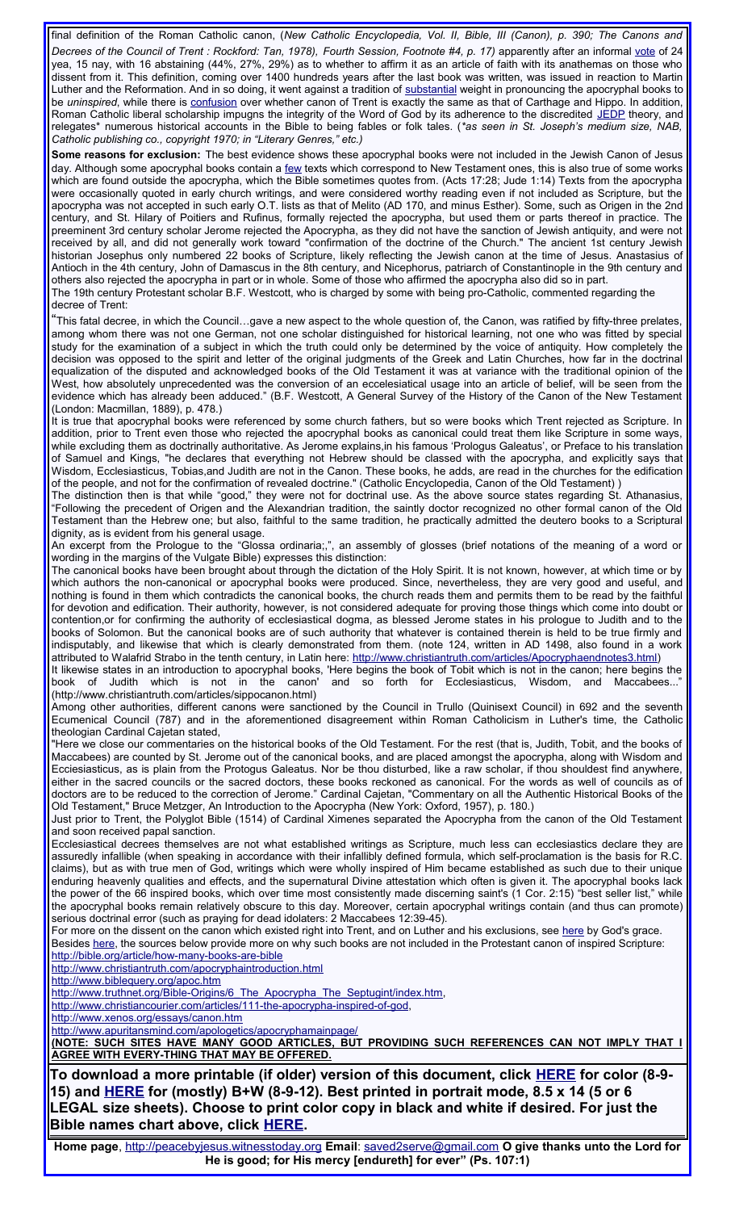final definition of the Roman Catholic canon, (*New Catholic Encyclopedia, Vol. II, Bible, III (Canon), p. 390; The Canons and Decrees of the Council of Trent : Rockford: Tan, 1978), Fourth Session, Footnote #4, p. 17)* apparently after an informal vote of 24 yea, 15 nay, with 16 abstaining (44%, 27%, 29%) as to whether to affirm it as an article of faith with its anathemas on those who dissent from it. This definition, coming over 1400 hundreds years after the last book was written, was issued in reaction to Martin Luther and the Reformation. And in so doing, it went against a tradition of substantial weight in pronouncing the apocryphal books to be *uninspired*, while there is confusion over whether canon of Trent is exactly the same as that of Carthage and Hippo. In addition, Roman Catholic liberal scholarship impugns the integrity of the Word of God by its adherence to the discredited JEDP theory, and relegates* numerous historical accounts in the Bible to being fables or folk tales. (*\*as seen in St. Joseph's medium size, NAB, Catholic publishing co., copyright 1970; in "Literary Genres," etc.)*

**Some reasons for exclusion:** The best evidence shows these apocryphal books were not included in the Jewish Canon of Jesus day. Although some apocryphal books contain a few texts which correspond to New Testament ones, this is also true of some works which are found outside the apocrypha, which the Bible sometimes quotes from. (Acts 17:28; Jude 1:14) Texts from the apocrypha were occasionally quoted in early church writings, and were considered worthy reading even if not included as Scripture, but the apocrypha was not accepted in such early O.T. lists as that of Melito (AD 170, and minus Esther). Some, such as Origen in the 2nd century, and St. Hilary of Poitiers and Rufinus, formally rejected the apocrypha, but used them or parts thereof in practice. The preeminent 3rd century scholar Jerome rejected the Apocrypha, as they did not have the sanction of Jewish antiquity, and were not received by all, and did not generally work toward "confirmation of the doctrine of the Church." The ancient 1st century Jewish historian Josephus only numbered 22 books of Scripture, likely reflecting the Jewish canon at the time of Jesus. Anastasius of Antioch in the 4th century, John of Damascus in the 8th century, and Nicephorus, patriarch of Constantinople in the 9th century and others also rejected the apocrypha in part or in whole. Some of those who affirmed the apocrypha also did so in part.

The 19th century Protestant scholar B.F. Westcott, who is charged by some with being pro-Catholic, commented regarding the decree of Trent:

"This fatal decree, in which the Council…gave a new aspect to the whole question of, the Canon, was ratified by fifty-three prelates, among whom there was not one German, not one scholar distinguished for historical learning, not one who was fitted by special study for the examination of a subject in which the truth could only be determined by the voice of antiquity. How completely the decision was opposed to the spirit and letter of the original judgments of the Greek and Latin Churches, how far in the doctrinal equalization of the disputed and acknowledged books of the Old Testament it was at variance with the traditional opinion of the West, how absolutely unprecedented was the conversion of an eccelesiatical usage into an article of belief, will be seen from the evidence which has already been adduced." (B.F. Westcott, A General Survey of the History of the Canon of the New Testament (London: Macmillan, 1889), p. 478.)

It is true that apocryphal books were referenced by some church fathers, but so were books which Trent rejected as Scripture. In addition, prior to Trent even those who rejected the apocryphal books as canonical could treat them like Scripture in some ways, while excluding them as doctrinally authoritative. As Jerome explains,in his famous 'Prologus Galeatus', or Preface to his translation of Samuel and Kings, "he declares that everything not Hebrew should be classed with the apocrypha, and explicitly says that Wisdom, Ecclesiasticus, Tobias,and Judith are not in the Canon. These books, he adds, are read in the churches for the edification of the people, and not for the confirmation of revealed doctrine." (Catholic Encyclopedia, Canon of the Old Testament) )

The distinction then is that while "good," they were not for doctrinal use. As the above source states regarding St. Athanasius, "Following the precedent of Origen and the Alexandrian tradition, the saintly doctor recognized no other formal canon of the Old Testament than the Hebrew one; but also, faithful to the same tradition, he practically admitted the deutero books to a Scriptural dignity, as is evident from his general usage.

An excerpt from the Prologue to the "Glossa ordinaria;,", an assembly of glosses (brief notations of the meaning of a word or wording in the margins of the Vulgate Bible) expresses this distinction:

The canonical books have been brought about through the dictation of the Holy Spirit. It is not known, however, at which time or by which authors the non-canonical or apocryphal books were produced. Since, nevertheless, they are very good and useful, and nothing is found in them which contradicts the canonical books, the church reads them and permits them to be read by the faithful for devotion and edification. Their authority, however, is not considered adequate for proving those things which come into doubt or contention,or for confirming the authority of ecclesiastical dogma, as blessed Jerome states in his prologue to Judith and to the books of Solomon. But the canonical books are of such authority that whatever is contained therein is held to be true firmly and indisputably, and likewise that which is clearly demonstrated from them. (note 124, written in AD 1498, also found in a work attributed to Walafrid Strabo in the tenth century, in Latin here: http://www.christiantruth.com/articles/Apocryphaendnotes3.html)

It likewise states in an introduction to apocryphal books, 'Here begins the book of Tobit which is not in the canon; here begins the book of Judith which is not in the canon' and so forth for Ecclesiasticus, Wisdom, and Maccabees..." (http://www.christiantruth.com/articles/sippocanon.html)

Among other authorities, different canons were sanctioned by the Council in Trullo (Quinisext Council) in 692 and the seventh Ecumenical Council (787) and in the aforementioned disagreement within Roman Catholicism in Luther's time, the Catholic theologian Cardinal Cajetan stated,

"Here we close our commentaries on the historical books of the Old Testament. For the rest (that is, Judith, Tobit, and the books of Maccabees) are counted by St. Jerome out of the canonical books, and are placed amongst the apocrypha, along with Wisdom and Ecciesiasticus, as is plain from the Protogus Galeatus. Nor be thou disturbed, like a raw scholar, if thou shouldest find anywhere, either in the sacred councils or the sacred doctors, these books reckoned as canonical. For the words as well of councils as of doctors are to be reduced to the correction of Jerome." Cardinal Cajetan, "Commentary on all the Authentic Historical Books of the Old Testament," Bruce Metzger, An Introduction to the Apocrypha (New York: Oxford, 1957), p. 180.)

Just prior to Trent, the Polyglot Bible (1514) of Cardinal Ximenes separated the Apocrypha from the canon of the Old Testament and soon received papal sanction.

Ecclesiastical decrees themselves are not what established writings as Scripture, much less can ecclesiastics declare they are assuredly infallible (when speaking in accordance with their infallibly defined formula, which self-proclamation is the basis for R.C. claims), but as with true men of God, writings which were wholly inspired of Him became established as such due to their unique enduring heavenly qualities and effects, and the supernatural Divine attestation which often is given it. The apocryphal books lack the power of the 66 inspired books, which over time most consistently made discerning saint's (1 Cor. 2:15) "best seller list," while the apocryphal books remain relatively obscure to this day. Moreover, certain apocryphal writings contain (and thus can promote) serious doctrinal error (such as praying for dead idolaters: 2 Maccabees 12:39-45).

For more on the dissent on the canon which existed right into Trent, and on Luther and his exclusions, see here by God's grace.

Besides here, the sources below provide more on why such books are not included in the Protestant canon of inspired Scripture:

http://bible.org/article/how-many-books-are-bible

http://www.christiantruth.com/apocryphaintroduction.html

http://www.biblequery.org/apoc.htm

http://www.truthnet.org/Bible-Origins/6_The_Apocrypha_The_Septugint/index.htm,

http://www.christiancourier.com/articles/111-the-apocrypha-inspired-of-god,

http://www.xenos.org/essays/canon.htm

http://www.apuritansmind.com/apologetics/apocryphamainpage/

**(NOTE: SUCH SITES HAVE MANY GOOD ARTICLES, BUT PROVIDING SUCH REFERENCES CAN NOT IMPLY THAT I AGREE WITH EVERY-THING THAT MAY BE OFFERED.**

**To download a more printable (if older) version of this document, click HERE for color (8-9-15) and HERE for (mostly) B+W (8-9-12). Best printed in portrait mode, 8.5 x 14 (5 or 6 LEGAL size sheets). Choose to print color copy in black and white if desired. For just the Bible names chart above, click HERE.**

**Home page**, http://peacebyjesus.witnesstoday.org **Email**: saved2serve@gmail.com **O give thanks unto the Lord for He is good; for His mercy [endureth] for ever" (Ps. 107:1)**